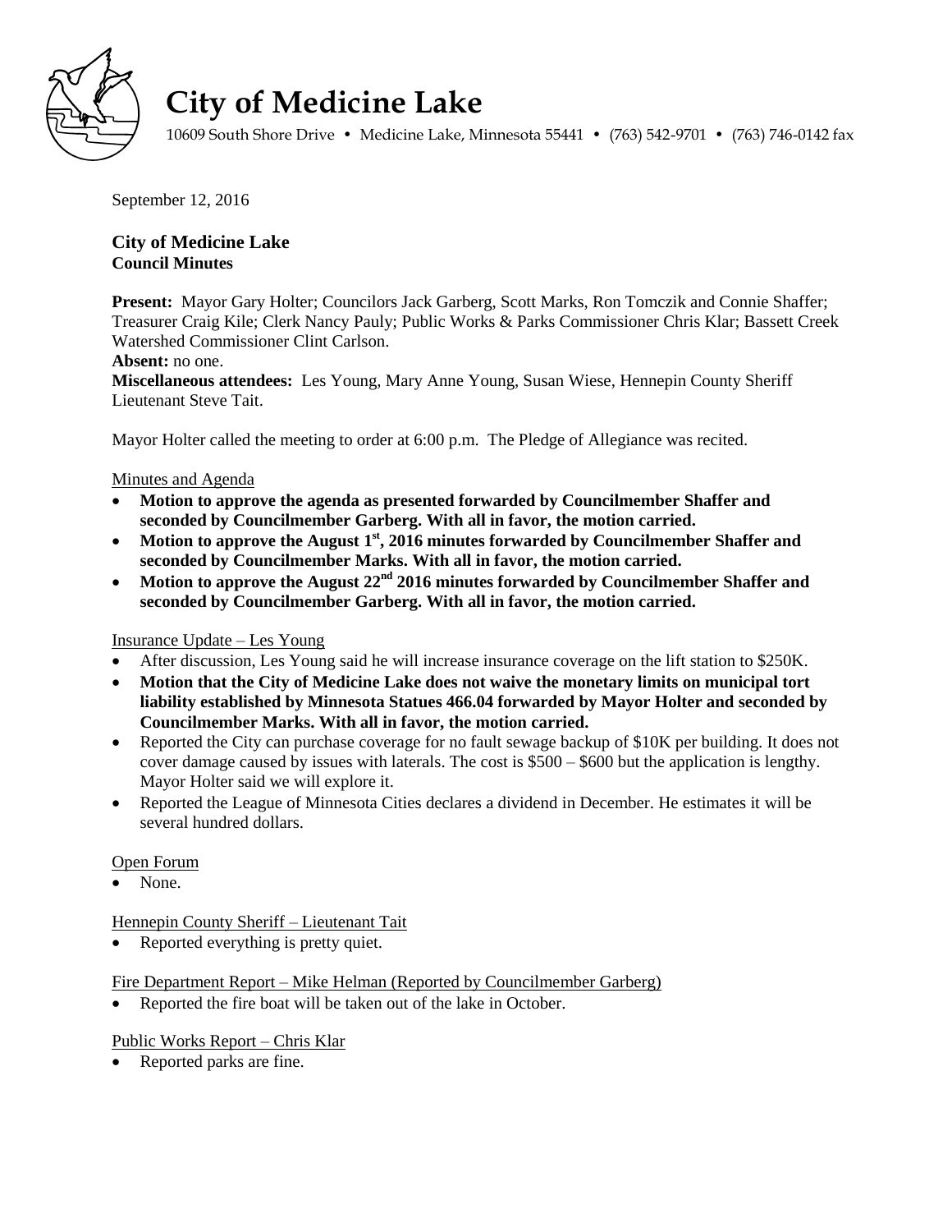# City of Medicine Lake

10609 South Shore Drive • Medicine Lake, Minnesota 55441 • (763) 542-9701 • (763) 746-0142 fax

September 12, 2016

**City of Medicine Lake**
**Council Minutes**

**Present:** Mayor Gary Holter; Councilors Jack Garberg, Scott Marks, Ron Tomczik and Connie Shaffer; Treasurer Craig Kile; Clerk Nancy Pauly; Public Works & Parks Commissioner Chris Klar; Bassett Creek Watershed Commissioner Clint Carlson.
**Absent:** no one.
**Miscellaneous attendees:** Les Young, Mary Anne Young, Susan Wiese, Hennepin County Sheriff Lieutenant Steve Tait.

Mayor Holter called the meeting to order at 6:00 p.m. The Pledge of Allegiance was recited.

Minutes and Agenda

- **Motion to approve the agenda as presented forwarded by Councilmember Shaffer and seconded by Councilmember Garberg. With all in favor, the motion carried.**
- **Motion to approve the August 1st, 2016 minutes forwarded by Councilmember Shaffer and seconded by Councilmember Marks. With all in favor, the motion carried.**
- **Motion to approve the August 22nd 2016 minutes forwarded by Councilmember Shaffer and seconded by Councilmember Garberg. With all in favor, the motion carried.**

Insurance Update – Les Young

- After discussion, Les Young said he will increase insurance coverage on the lift station to $250K.
- **Motion that the City of Medicine Lake does not waive the monetary limits on municipal tort liability established by Minnesota Statues 466.04 forwarded by Mayor Holter and seconded by Councilmember Marks. With all in favor, the motion carried.**
- Reported the City can purchase coverage for no fault sewage backup of $10K per building. It does not cover damage caused by issues with laterals. The cost is $500 – $600 but the application is lengthy. Mayor Holter said we will explore it.
- Reported the League of Minnesota Cities declares a dividend in December. He estimates it will be several hundred dollars.

Open Forum

- None.

Hennepin County Sheriff – Lieutenant Tait

- Reported everything is pretty quiet.

Fire Department Report – Mike Helman (Reported by Councilmember Garberg)

- Reported the fire boat will be taken out of the lake in October.

Public Works Report – Chris Klar

- Reported parks are fine.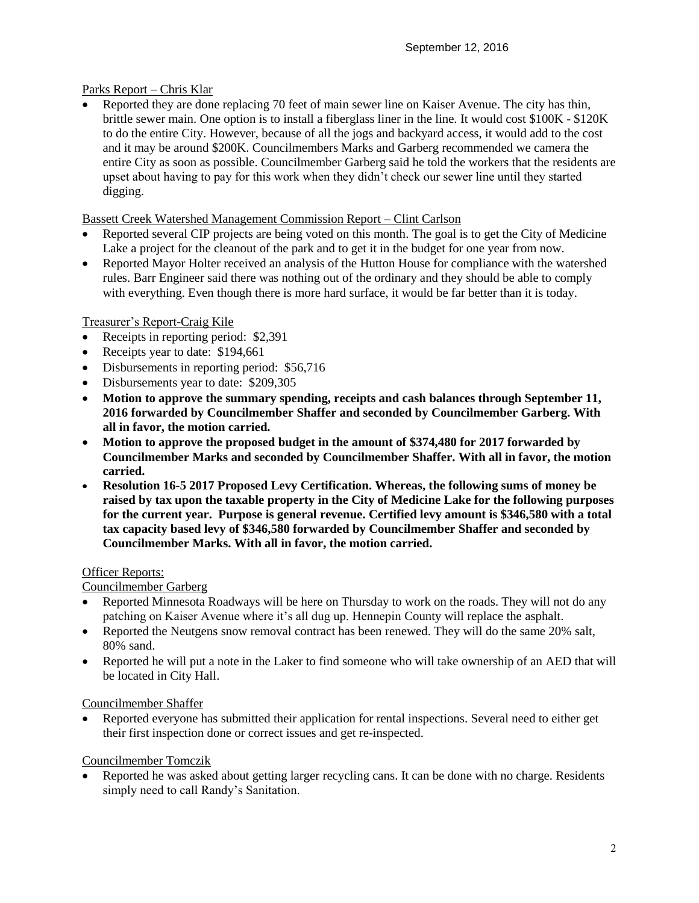Parks Report – Chris Klar

- Reported they are done replacing 70 feet of main sewer line on Kaiser Avenue. The city has thin, brittle sewer main. One option is to install a fiberglass liner in the line. It would cost $100K - $120K to do the entire City. However, because of all the jogs and backyard access, it would add to the cost and it may be around $200K. Councilmembers Marks and Garberg recommended we camera the entire City as soon as possible. Councilmember Garberg said he told the workers that the residents are upset about having to pay for this work when they didn't check our sewer line until they started digging.

Bassett Creek Watershed Management Commission Report – Clint Carlson

- Reported several CIP projects are being voted on this month. The goal is to get the City of Medicine Lake a project for the cleanout of the park and to get it in the budget for one year from now.
- Reported Mayor Holter received an analysis of the Hutton House for compliance with the watershed rules. Barr Engineer said there was nothing out of the ordinary and they should be able to comply with everything. Even though there is more hard surface, it would be far better than it is today.

Treasurer's Report-Craig Kile

- Receipts in reporting period: $2,391
- Receipts year to date: $194,661
- Disbursements in reporting period: $56,716
- Disbursements year to date: $209,305
- **Motion to approve the summary spending, receipts and cash balances through September 11, 2016 forwarded by Councilmember Shaffer and seconded by Councilmember Garberg. With all in favor, the motion carried.**
- **Motion to approve the proposed budget in the amount of $374,480 for 2017 forwarded by Councilmember Marks and seconded by Councilmember Shaffer. With all in favor, the motion carried.**
- **Resolution 16-5 2017 Proposed Levy Certification. Whereas, the following sums of money be raised by tax upon the taxable property in the City of Medicine Lake for the following purposes for the current year. Purpose is general revenue. Certified levy amount is $346,580 with a total tax capacity based levy of $346,580 forwarded by Councilmember Shaffer and seconded by Councilmember Marks. With all in favor, the motion carried.**

Officer Reports:

Councilmember Garberg

- Reported Minnesota Roadways will be here on Thursday to work on the roads. They will not do any patching on Kaiser Avenue where it's all dug up. Hennepin County will replace the asphalt.
- Reported the Neutgens snow removal contract has been renewed. They will do the same 20% salt, 80% sand.
- Reported he will put a note in the Laker to find someone who will take ownership of an AED that will be located in City Hall.

Councilmember Shaffer

- Reported everyone has submitted their application for rental inspections. Several need to either get their first inspection done or correct issues and get re-inspected.

Councilmember Tomczik

- Reported he was asked about getting larger recycling cans. It can be done with no charge. Residents simply need to call Randy's Sanitation.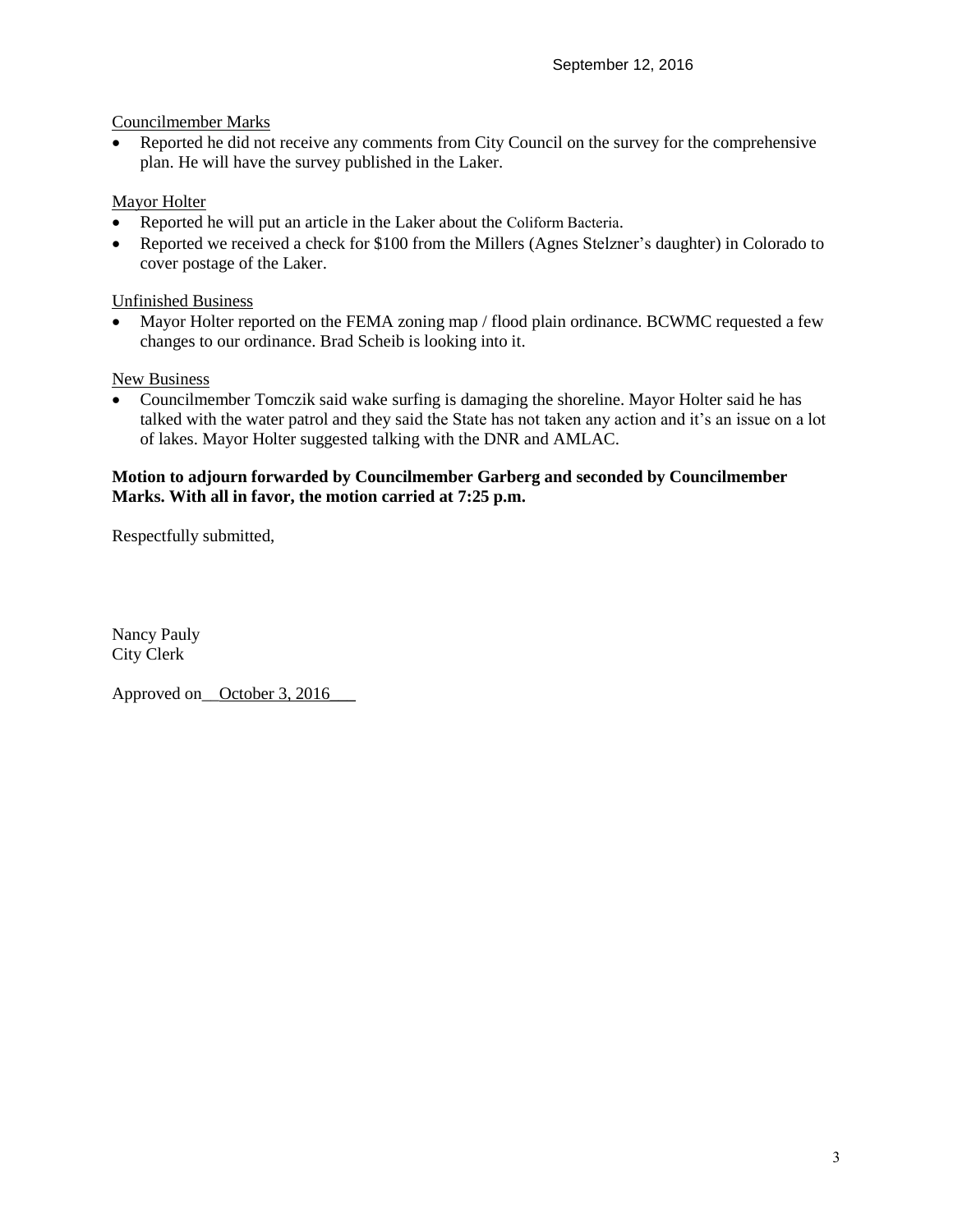September 12, 2016

Councilmember Marks

- Reported he did not receive any comments from City Council on the survey for the comprehensive plan. He will have the survey published in the Laker.

Mayor Holter

- Reported he will put an article in the Laker about the Coliform Bacteria.
- Reported we received a check for $100 from the Millers (Agnes Stelzner's daughter) in Colorado to cover postage of the Laker.

Unfinished Business

- Mayor Holter reported on the FEMA zoning map / flood plain ordinance. BCWMC requested a few changes to our ordinance. Brad Scheib is looking into it.

New Business

- Councilmember Tomczik said wake surfing is damaging the shoreline. Mayor Holter said he has talked with the water patrol and they said the State has not taken any action and it's an issue on a lot of lakes. Mayor Holter suggested talking with the DNR and AMLAC.

**Motion to adjourn forwarded by Councilmember Garberg and seconded by Councilmember Marks. With all in favor, the motion carried at 7:25 p.m.**

Respectfully submitted,

Nancy Pauly
City Clerk

Approved on October 3, 2016